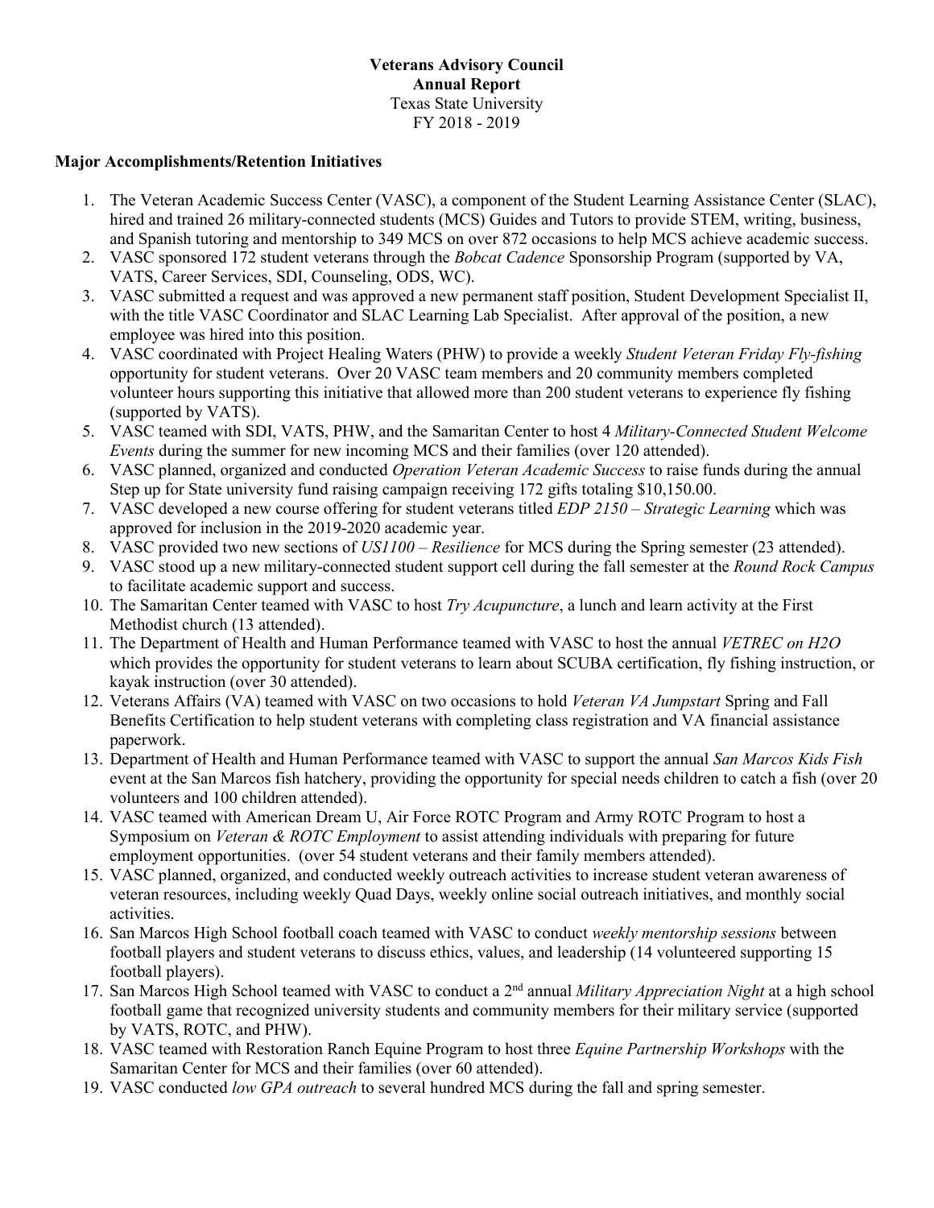**Veterans Advisory Council**
**Annual Report**
Texas State University
FY 2018 - 2019

**Major Accomplishments/Retention Initiatives**

1. The Veteran Academic Success Center (VASC), a component of the Student Learning Assistance Center (SLAC), hired and trained 26 military-connected students (MCS) Guides and Tutors to provide STEM, writing, business, and Spanish tutoring and mentorship to 349 MCS on over 872 occasions to help MCS achieve academic success.
2. VASC sponsored 172 student veterans through the *Bobcat Cadence* Sponsorship Program (supported by VA, VATS, Career Services, SDI, Counseling, ODS, WC).
3. VASC submitted a request and was approved a new permanent staff position, Student Development Specialist II, with the title VASC Coordinator and SLAC Learning Lab Specialist. After approval of the position, a new employee was hired into this position.
4. VASC coordinated with Project Healing Waters (PHW) to provide a weekly *Student Veteran Friday Fly-fishing* opportunity for student veterans. Over 20 VASC team members and 20 community members completed volunteer hours supporting this initiative that allowed more than 200 student veterans to experience fly fishing (supported by VATS).
5. VASC teamed with SDI, VATS, PHW, and the Samaritan Center to host 4 *Military-Connected Student Welcome Events* during the summer for new incoming MCS and their families (over 120 attended).
6. VASC planned, organized and conducted *Operation Veteran Academic Success* to raise funds during the annual Step up for State university fund raising campaign receiving 172 gifts totaling $10,150.00.
7. VASC developed a new course offering for student veterans titled *EDP 2150 – Strategic Learning* which was approved for inclusion in the 2019-2020 academic year.
8. VASC provided two new sections of *US1100 – Resilience* for MCS during the Spring semester (23 attended).
9. VASC stood up a new military-connected student support cell during the fall semester at the *Round Rock Campus* to facilitate academic support and success.
10. The Samaritan Center teamed with VASC to host *Try Acupuncture*, a lunch and learn activity at the First Methodist church (13 attended).
11. The Department of Health and Human Performance teamed with VASC to host the annual *VETREC on H2O* which provides the opportunity for student veterans to learn about SCUBA certification, fly fishing instruction, or kayak instruction (over 30 attended).
12. Veterans Affairs (VA) teamed with VASC on two occasions to hold *Veteran VA Jumpstart* Spring and Fall Benefits Certification to help student veterans with completing class registration and VA financial assistance paperwork.
13. Department of Health and Human Performance teamed with VASC to support the annual *San Marcos Kids Fish* event at the San Marcos fish hatchery, providing the opportunity for special needs children to catch a fish (over 20 volunteers and 100 children attended).
14. VASC teamed with American Dream U, Air Force ROTC Program and Army ROTC Program to host a Symposium on *Veteran & ROTC Employment* to assist attending individuals with preparing for future employment opportunities. (over 54 student veterans and their family members attended).
15. VASC planned, organized, and conducted weekly outreach activities to increase student veteran awareness of veteran resources, including weekly Quad Days, weekly online social outreach initiatives, and monthly social activities.
16. San Marcos High School football coach teamed with VASC to conduct *weekly mentorship sessions* between football players and student veterans to discuss ethics, values, and leadership (14 volunteered supporting 15 football players).
17. San Marcos High School teamed with VASC to conduct a 2nd annual *Military Appreciation Night* at a high school football game that recognized university students and community members for their military service (supported by VATS, ROTC, and PHW).
18. VASC teamed with Restoration Ranch Equine Program to host three *Equine Partnership Workshops* with the Samaritan Center for MCS and their families (over 60 attended).
19. VASC conducted *low GPA outreach* to several hundred MCS during the fall and spring semester.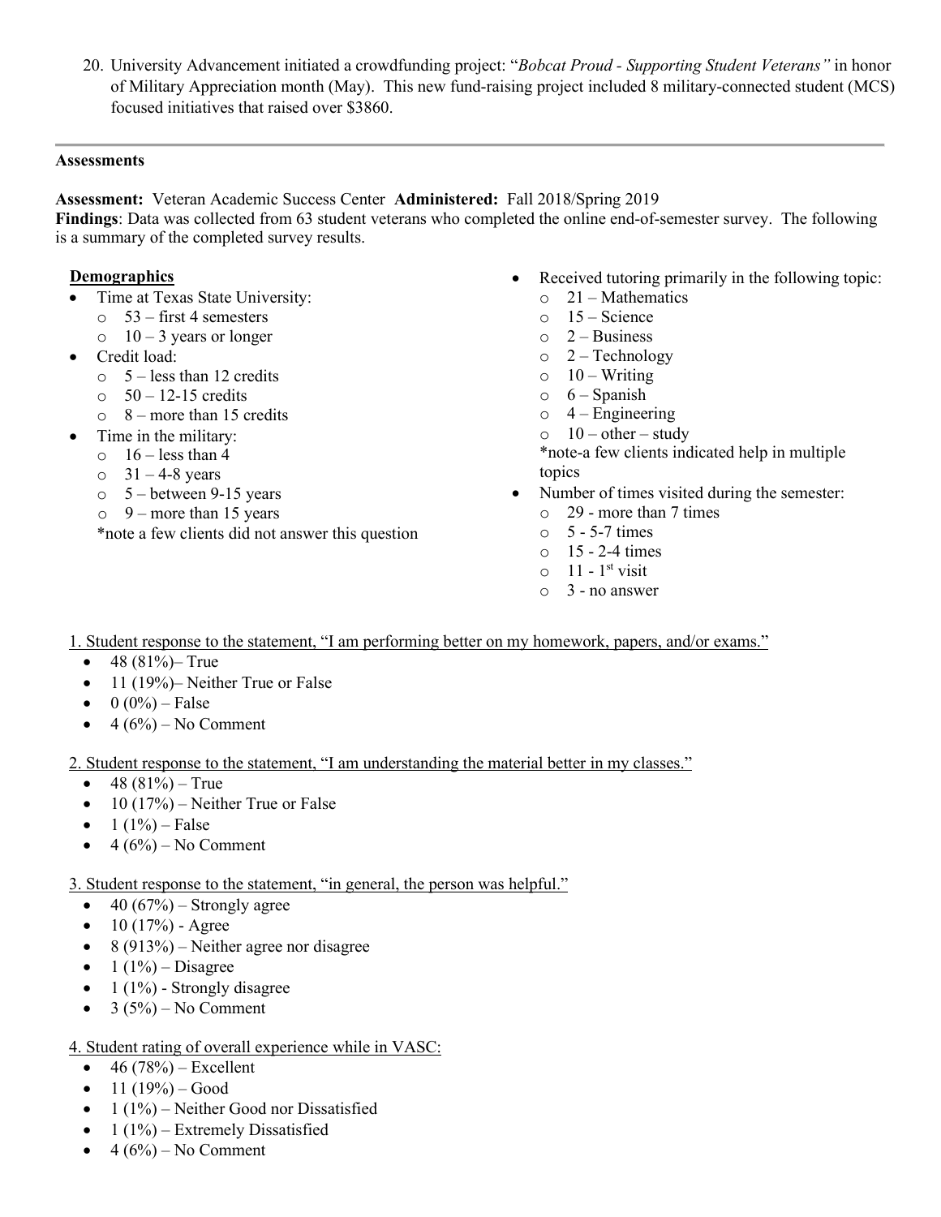20. University Advancement initiated a crowdfunding project: "*Bobcat Proud - Supporting Student Veterans"* in honor of Military Appreciation month (May). This new fund-raising project included 8 military-connected student (MCS) focused initiatives that raised over $3860.

---

**Assessments**

**Assessment:** Veteran Academic Success Center **Administered:** Fall 2018/Spring 2019
**Findings**: Data was collected from 63 student veterans who completed the online end-of-semester survey. The following is a summary of the completed survey results.

**Demographics**

- Time at Texas State University:
  - 53 – first 4 semesters
  - 10 – 3 years or longer
- Credit load:
  - 5 – less than 12 credits
  - 50 – 12-15 credits
  - 8 – more than 15 credits
- Time in the military:
  - 16 – less than 4
  - 31 – 4-8 years
  - 5 – between 9-15 years
  - 9 – more than 15 years

  *note a few clients did not answer this question

- Received tutoring primarily in the following topic:
  - 21 – Mathematics
  - 15 – Science
  - 2 – Business
  - 2 – Technology
  - 10 – Writing
  - 6 – Spanish
  - 4 – Engineering
  - 10 – other – study

  *note-a few clients indicated help in multiple topics
- Number of times visited during the semester:
  - 29 - more than 7 times
  - 5 - 5-7 times
  - 15 - 2-4 times
  - 11 - 1st visit
  - 3 - no answer

1. Student response to the statement, "I am performing better on my homework, papers, and/or exams."
   - 48 (81%)– True
   - 11 (19%)– Neither True or False
   - 0 (0%) – False
   - 4 (6%) – No Comment

2. Student response to the statement, "I am understanding the material better in my classes."
   - 48 (81%) – True
   - 10 (17%) – Neither True or False
   - 1 (1%) – False
   - 4 (6%) – No Comment

3. Student response to the statement, "in general, the person was helpful."
   - 40 (67%) – Strongly agree
   - 10 (17%) - Agree
   - 8 (913%) – Neither agree nor disagree
   - 1 (1%) – Disagree
   - 1 (1%) - Strongly disagree
   - 3 (5%) – No Comment

4. Student rating of overall experience while in VASC:
   - 46 (78%) – Excellent
   - 11 (19%) – Good
   - 1 (1%) – Neither Good nor Dissatisfied
   - 1 (1%) – Extremely Dissatisfied
   - 4 (6%) – No Comment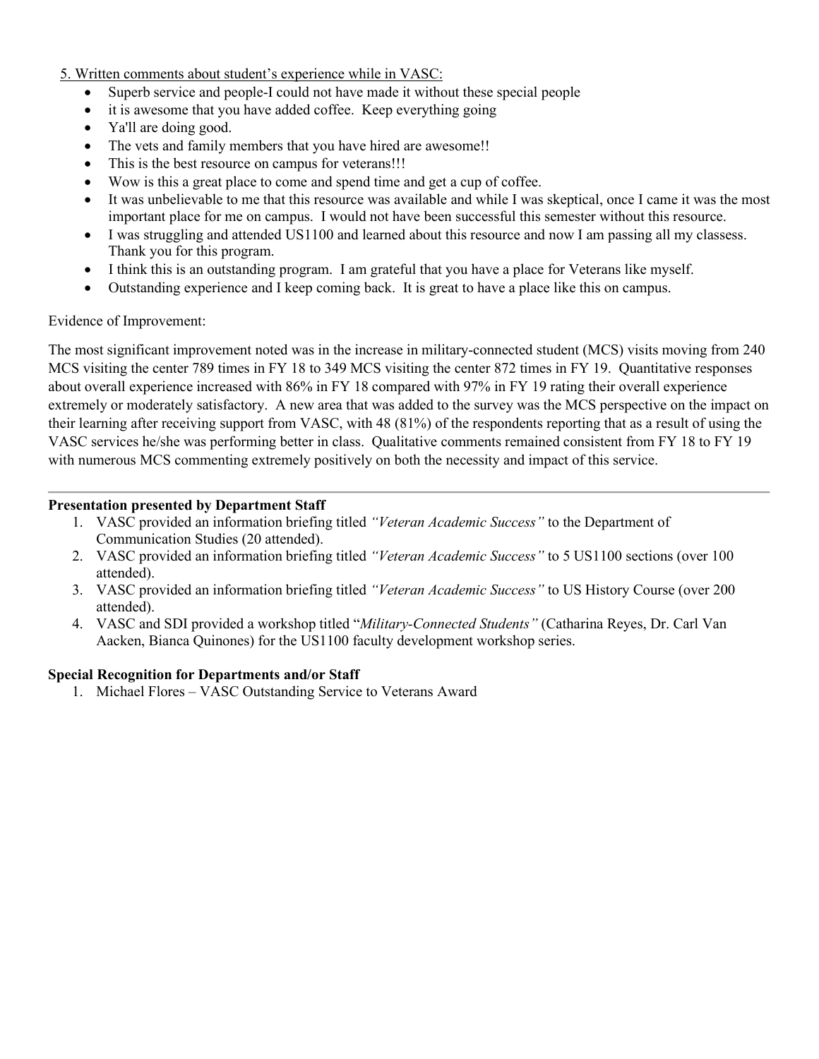5. Written comments about student's experience while in VASC:

- Superb service and people-I could not have made it without these special people
- it is awesome that you have added coffee. Keep everything going
- Ya'll are doing good.
- The vets and family members that you have hired are awesome!!
- This is the best resource on campus for veterans!!!
- Wow is this a great place to come and spend time and get a cup of coffee.
- It was unbelievable to me that this resource was available and while I was skeptical, once I came it was the most important place for me on campus. I would not have been successful this semester without this resource.
- I was struggling and attended US1100 and learned about this resource and now I am passing all my classess. Thank you for this program.
- I think this is an outstanding program. I am grateful that you have a place for Veterans like myself.
- Outstanding experience and I keep coming back. It is great to have a place like this on campus.

Evidence of Improvement:

The most significant improvement noted was in the increase in military-connected student (MCS) visits moving from 240 MCS visiting the center 789 times in FY 18 to 349 MCS visiting the center 872 times in FY 19. Quantitative responses about overall experience increased with 86% in FY 18 compared with 97% in FY 19 rating their overall experience extremely or moderately satisfactory. A new area that was added to the survey was the MCS perspective on the impact on their learning after receiving support from VASC, with 48 (81%) of the respondents reporting that as a result of using the VASC services he/she was performing better in class. Qualitative comments remained consistent from FY 18 to FY 19 with numerous MCS commenting extremely positively on both the necessity and impact of this service.

---

**Presentation presented by Department Staff**

1. VASC provided an information briefing titled *"Veteran Academic Success"* to the Department of Communication Studies (20 attended).
2. VASC provided an information briefing titled *"Veteran Academic Success"* to 5 US1100 sections (over 100 attended).
3. VASC provided an information briefing titled *"Veteran Academic Success"* to US History Course (over 200 attended).
4. VASC and SDI provided a workshop titled "*Military-Connected Students"* (Catharina Reyes, Dr. Carl Van Aacken, Bianca Quinones) for the US1100 faculty development workshop series.

**Special Recognition for Departments and/or Staff**

1. Michael Flores – VASC Outstanding Service to Veterans Award